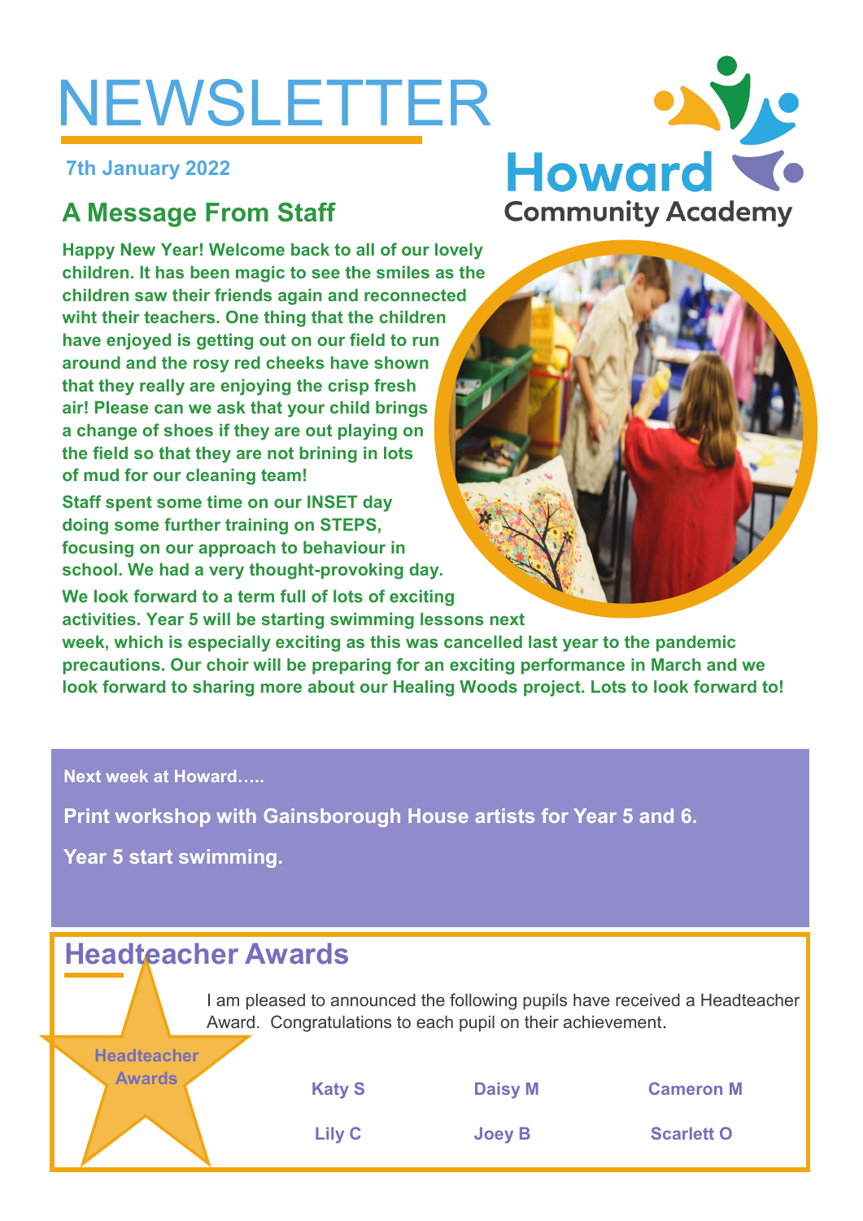# NEWSLETTER

**7th January 2022**

Howard Community Academy

## A Message From Staff

**Happy New Year! Welcome back to all of our lovely children. It has been magic to see the smiles as the children saw their friends again and reconnected wiht their teachers. One thing that the children have enjoyed is getting out on our field to run around and the rosy red cheeks have shown that they really are enjoying the crisp fresh air! Please can we ask that your child brings a change of shoes if they are out playing on the field so that they are not brining in lots of mud for our cleaning team!**

**Staff spent some time on our INSET day doing some further training on STEPS, focusing on our approach to behaviour in school. We had a very thought-provoking day.**

**We look forward to a term full of lots of exciting activities. Year 5 will be starting swimming lessons next week, which is especially exciting as this was cancelled last year to the pandemic precautions. Our choir will be preparing for an exciting performance in March and we look forward to sharing more about our Healing Woods project. Lots to look forward to!**

**Next week at Howard…..**

**Print workshop with Gainsborough House artists for Year 5 and 6.**

**Year 5 start swimming.**

## Headteacher Awards

**Headteacher Awards**

I am pleased to announced the following pupils have received a Headteacher Award. Congratulations to each pupil on their achievement.

| | | |
|---|---|---|
| **Katy S** | **Daisy M** | **Cameron M** |
| **Lily C** | **Joey B** | **Scarlett O** |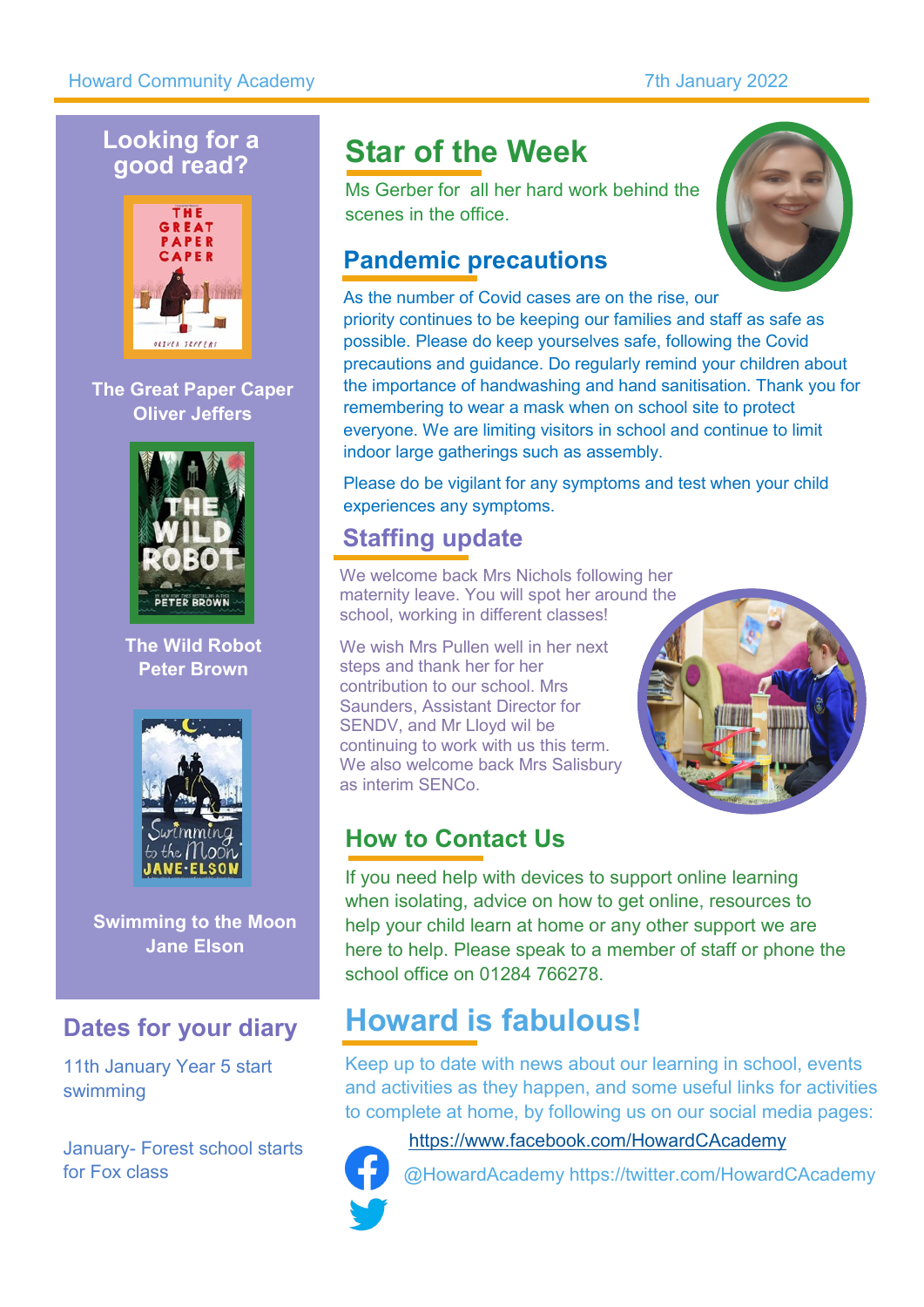## Looking for a good read?

**The Great Paper Caper**
**Oliver Jeffers**

**The Wild Robot**
**Peter Brown**

**Swimming to the Moon**
**Jane Elson**

## Dates for your diary

11th January Year 5 start swimming

January- Forest school starts for Fox class

## Star of the Week

Ms Gerber for all her hard work behind the scenes in the office.

## Pandemic precautions

As the number of Covid cases are on the rise, our priority continues to be keeping our families and staff as safe as possible. Please do keep yourselves safe, following the Covid precautions and guidance. Do regularly remind your children about the importance of handwashing and hand sanitisation. Thank you for remembering to wear a mask when on school site to protect everyone. We are limiting visitors in school and continue to limit indoor large gatherings such as assembly.

Please do be vigilant for any symptoms and test when your child experiences any symptoms.

## Staffing update

We welcome back Mrs Nichols following her maternity leave. You will spot her around the school, working in different classes!

We wish Mrs Pullen well in her next steps and thank her for her contribution to our school. Mrs Saunders, Assistant Director for SENDV, and Mr Lloyd wil be continuing to work with us this term. We also welcome back Mrs Salisbury as interim SENCo.

## How to Contact Us

If you need help with devices to support online learning when isolating, advice on how to get online, resources to help your child learn at home or any other support we are here to help. Please speak to a member of staff or phone the school office on 01284 766278.

## Howard is fabulous!

Keep up to date with news about our learning in school, events and activities as they happen, and some useful links for activities to complete at home, by following us on our social media pages:

https://www.facebook.com/HowardCAcademy

@HowardAcademy https://twitter.com/HowardCAcademy